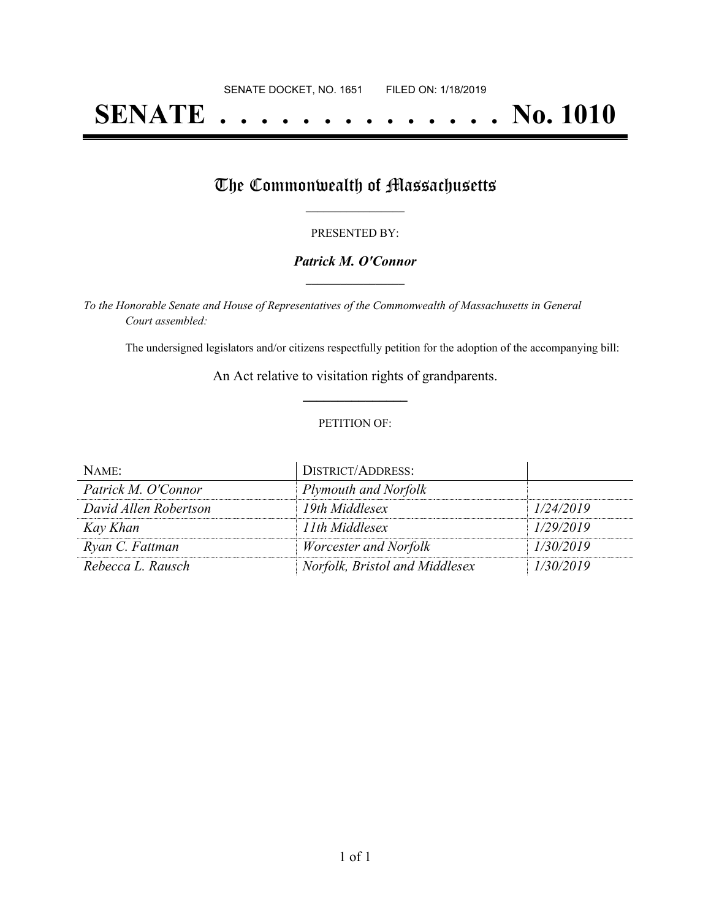SENATE DOCKET, NO. 1651        FILED ON: 1/18/2019

# SENATE . . . . . . . . . . . . . . No. 1010

## The Commonwealth of Massachusetts

PRESENTED BY:

***Patrick M. O'Connor***

*To the Honorable Senate and House of Representatives of the Commonwealth of Massachusetts in General Court assembled:*

The undersigned legislators and/or citizens respectfully petition for the adoption of the accompanying bill:

An Act relative to visitation rights of grandparents.

PETITION OF:

| NAME: | DISTRICT/ADDRESS: | |
|---|---|---|
| *Patrick M. O'Connor* | *Plymouth and Norfolk* | |
| *David Allen Robertson* | *19th Middlesex* | *1/24/2019* |
| *Kay Khan* | *11th Middlesex* | *1/29/2019* |
| *Ryan C. Fattman* | *Worcester and Norfolk* | *1/30/2019* |
| *Rebecca L. Rausch* | *Norfolk, Bristol and Middlesex* | *1/30/2019* |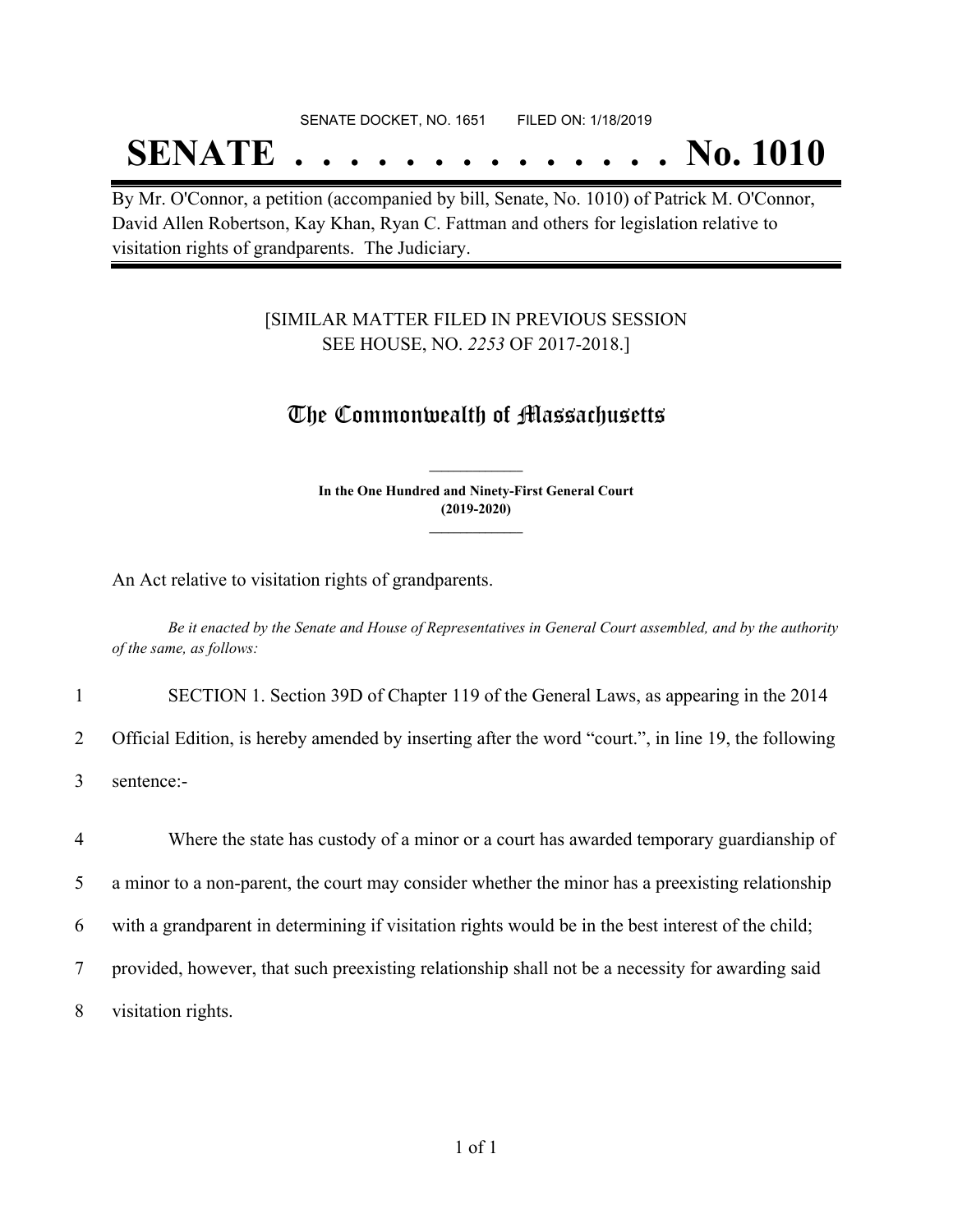SENATE DOCKET, NO. 1651 FILED ON: 1/18/2019

# SENATE . . . . . . . . . . . . . . No. 1010

By Mr. O'Connor, a petition (accompanied by bill, Senate, No. 1010) of Patrick M. O'Connor, David Allen Robertson, Kay Khan, Ryan C. Fattman and others for legislation relative to visitation rights of grandparents. The Judiciary.

[SIMILAR MATTER FILED IN PREVIOUS SESSION SEE HOUSE, NO. *2253* OF 2017-2018.]

## The Commonwealth of Massachusetts

**In the One Hundred and Ninety-First General Court (2019-2020)**

An Act relative to visitation rights of grandparents.

*Be it enacted by the Senate and House of Representatives in General Court assembled, and by the authority of the same, as follows:*

1 SECTION 1. Section 39D of Chapter 119 of the General Laws, as appearing in the 2014
2 Official Edition, is hereby amended by inserting after the word "court.", in line 19, the following
3 sentence:-

4 Where the state has custody of a minor or a court has awarded temporary guardianship of
5 a minor to a non-parent, the court may consider whether the minor has a preexisting relationship
6 with a grandparent in determining if visitation rights would be in the best interest of the child;
7 provided, however, that such preexisting relationship shall not be a necessity for awarding said
8 visitation rights.